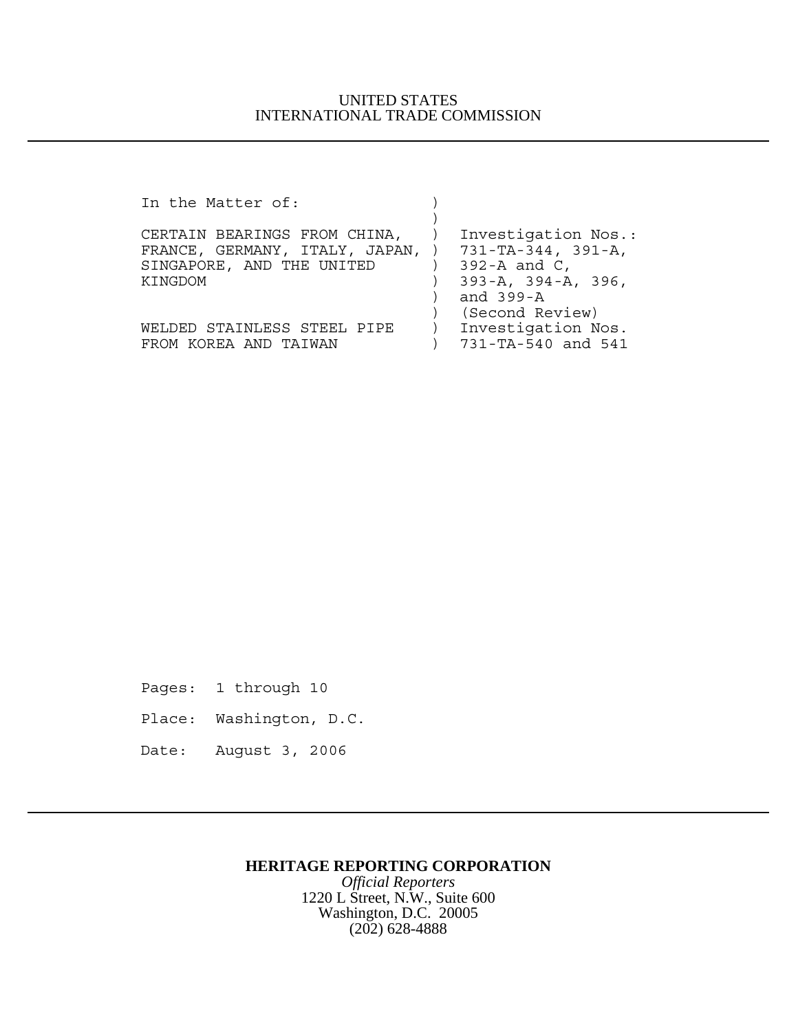UNITED STATES
INTERNATIONAL TRADE COMMISSION

---

```
In the Matter of:              )
                               )
CERTAIN BEARINGS FROM CHINA,   )  Investigation Nos.:
FRANCE, GERMANY, ITALY, JAPAN, )  731-TA-344, 391-A,
SINGAPORE, AND THE UNITED      )  392-A and C,
KINGDOM                        )  393-A, 394-A, 396,
                               )  and 399-A
                               )  (Second Review)
WELDED STAINLESS STEEL PIPE    )  Investigation Nos.
FROM KOREA AND TAIWAN          )  731-TA-540 and 541
```

Pages: 1 through 10

Place: Washington, D.C.

Date: August 3, 2006

---

**HERITAGE REPORTING CORPORATION**
*Official Reporters*
1220 L Street, N.W., Suite 600
Washington, D.C. 20005
(202) 628-4888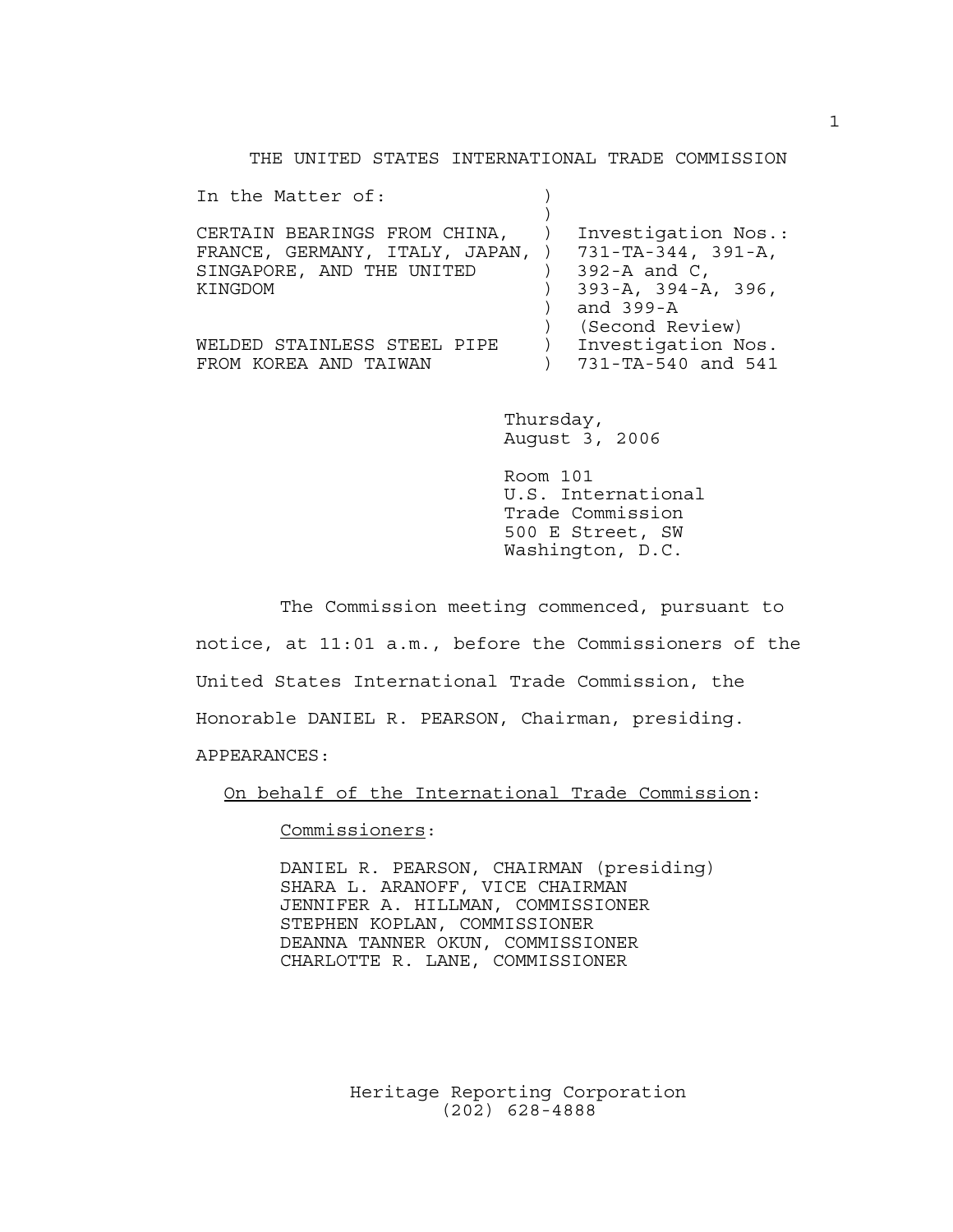THE UNITED STATES INTERNATIONAL TRADE COMMISSION

| In the Matter of: | | |
|---|---|---|
| | ) | |
| CERTAIN BEARINGS FROM CHINA, FRANCE, GERMANY, ITALY, JAPAN, SINGAPORE, AND THE UNITED KINGDOM | ) | Investigation Nos.: 731-TA-344, 391-A, 392-A and C, 393-A, 394-A, 396, and 399-A (Second Review) |
| WELDED STAINLESS STEEL PIPE FROM KOREA AND TAIWAN | ) | Investigation Nos. 731-TA-540 and 541 |

Thursday,
August 3, 2006

Room 101
U.S. International
Trade Commission
500 E Street, SW
Washington, D.C.

The Commission meeting commenced, pursuant to notice, at 11:01 a.m., before the Commissioners of the United States International Trade Commission, the Honorable DANIEL R. PEARSON, Chairman, presiding.

APPEARANCES:

On behalf of the International Trade Commission:

Commissioners:

DANIEL R. PEARSON, CHAIRMAN (presiding)
SHARA L. ARANOFF, VICE CHAIRMAN
JENNIFER A. HILLMAN, COMMISSIONER
STEPHEN KOPLAN, COMMISSIONER
DEANNA TANNER OKUN, COMMISSIONER
CHARLOTTE R. LANE, COMMISSIONER

Heritage Reporting Corporation
(202) 628-4888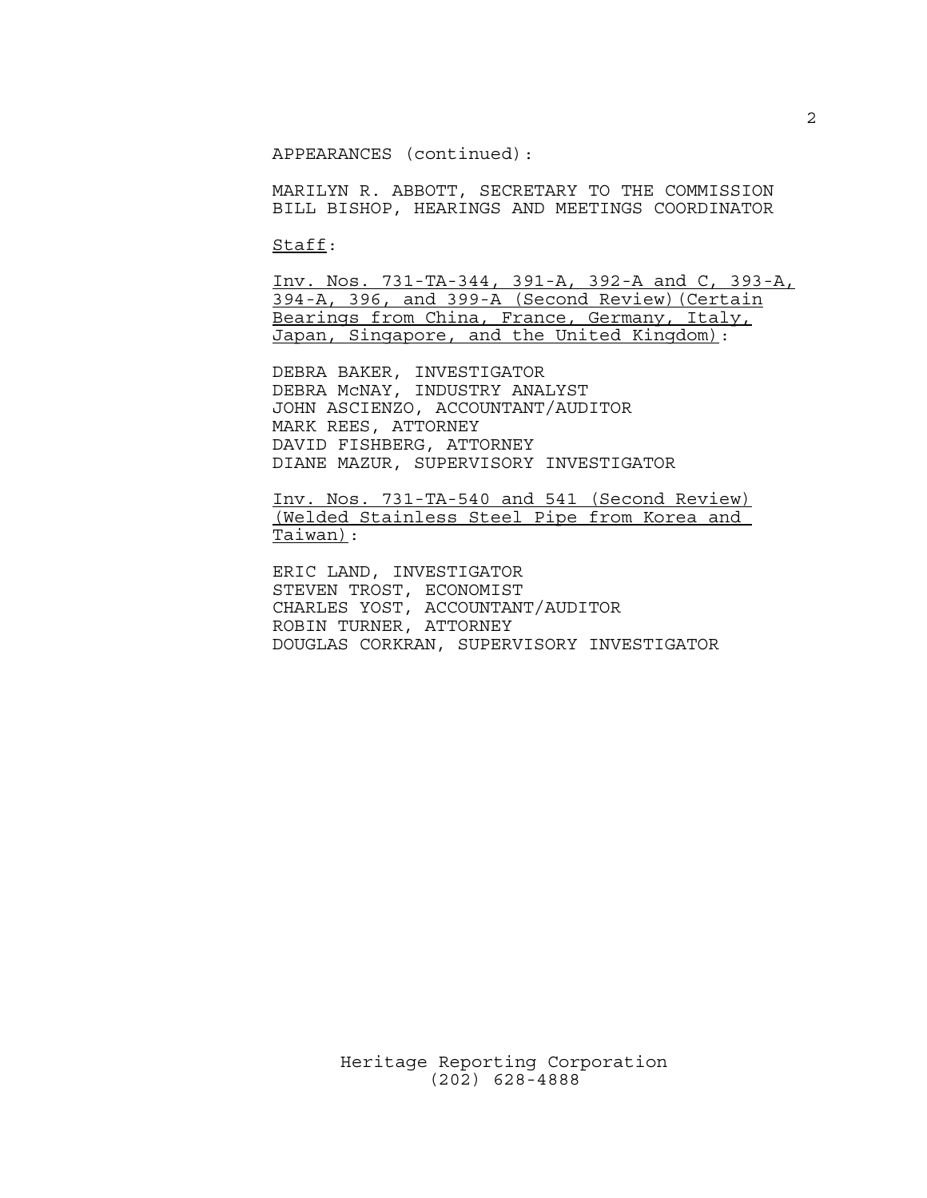APPEARANCES (continued):

MARILYN R. ABBOTT, SECRETARY TO THE COMMISSION
BILL BISHOP, HEARINGS AND MEETINGS COORDINATOR

Staff:

Inv. Nos. 731-TA-344, 391-A, 392-A and C, 393-A, 394-A, 396, and 399-A (Second Review)(Certain Bearings from China, France, Germany, Italy, Japan, Singapore, and the United Kingdom):

DEBRA BAKER, INVESTIGATOR
DEBRA McNAY, INDUSTRY ANALYST
JOHN ASCIENZO, ACCOUNTANT/AUDITOR
MARK REES, ATTORNEY
DAVID FISHBERG, ATTORNEY
DIANE MAZUR, SUPERVISORY INVESTIGATOR

Inv. Nos. 731-TA-540 and 541 (Second Review) (Welded Stainless Steel Pipe from Korea and Taiwan):

ERIC LAND, INVESTIGATOR
STEVEN TROST, ECONOMIST
CHARLES YOST, ACCOUNTANT/AUDITOR
ROBIN TURNER, ATTORNEY
DOUGLAS CORKRAN, SUPERVISORY INVESTIGATOR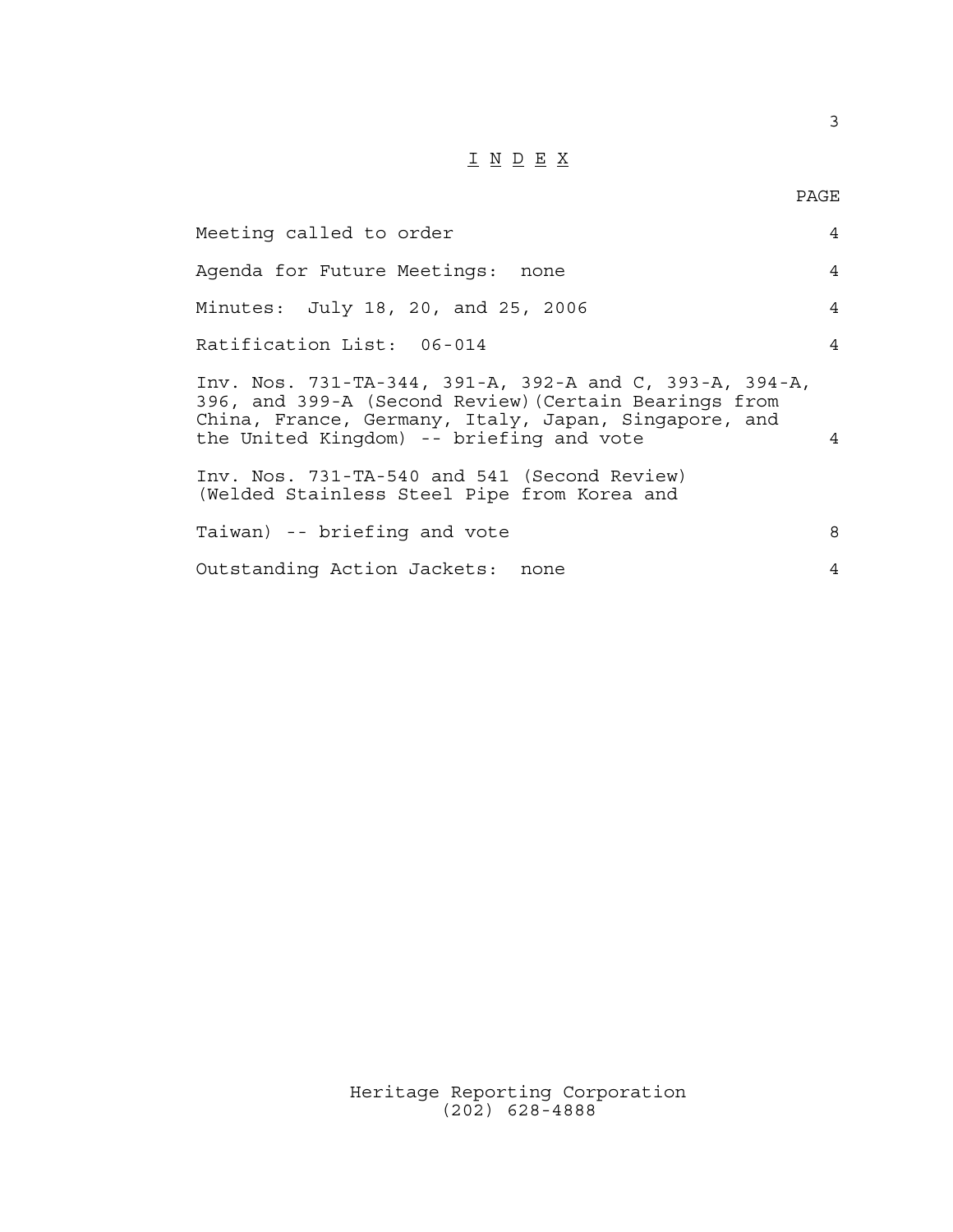# I N D E X

| | PAGE |
|---|---|
| Meeting called to order | 4 |
| Agenda for Future Meetings: none | 4 |
| Minutes: July 18, 20, and 25, 2006 | 4 |
| Ratification List: 06-014 | 4 |
| Inv. Nos. 731-TA-344, 391-A, 392-A and C, 393-A, 394-A, 396, and 399-A (Second Review)(Certain Bearings from China, France, Germany, Italy, Japan, Singapore, and the United Kingdom) -- briefing and vote | 4 |
| Inv. Nos. 731-TA-540 and 541 (Second Review) (Welded Stainless Steel Pipe from Korea and Taiwan) -- briefing and vote | 8 |
| Outstanding Action Jackets: none | 4 |

Heritage Reporting Corporation
(202) 628-4888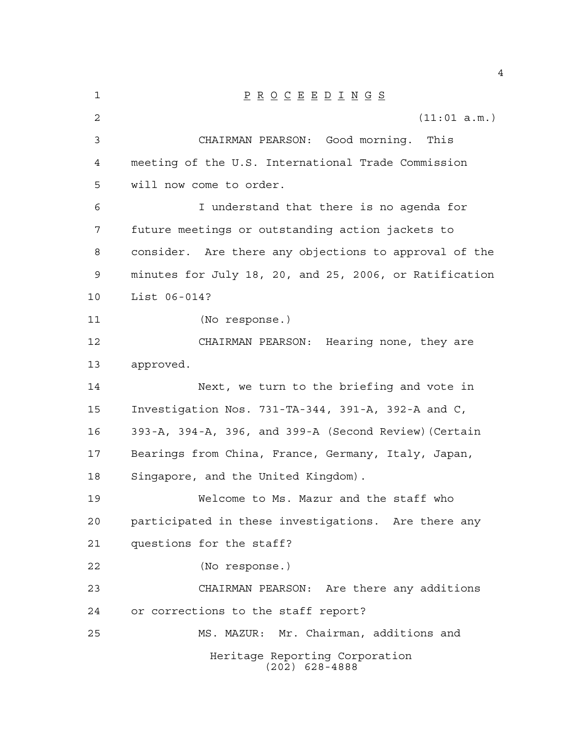P R O C E E D I N G S

(11:01 a.m.)

CHAIRMAN PEARSON: Good morning. This meeting of the U.S. International Trade Commission will now come to order.

I understand that there is no agenda for future meetings or outstanding action jackets to consider. Are there any objections to approval of the minutes for July 18, 20, and 25, 2006, or Ratification List 06-014?

(No response.)

CHAIRMAN PEARSON: Hearing none, they are approved.

Next, we turn to the briefing and vote in Investigation Nos. 731-TA-344, 391-A, 392-A and C, 393-A, 394-A, 396, and 399-A (Second Review)(Certain Bearings from China, France, Germany, Italy, Japan, Singapore, and the United Kingdom).

Welcome to Ms. Mazur and the staff who participated in these investigations. Are there any questions for the staff?

(No response.)

CHAIRMAN PEARSON: Are there any additions or corrections to the staff report?

MS. MAZUR: Mr. Chairman, additions and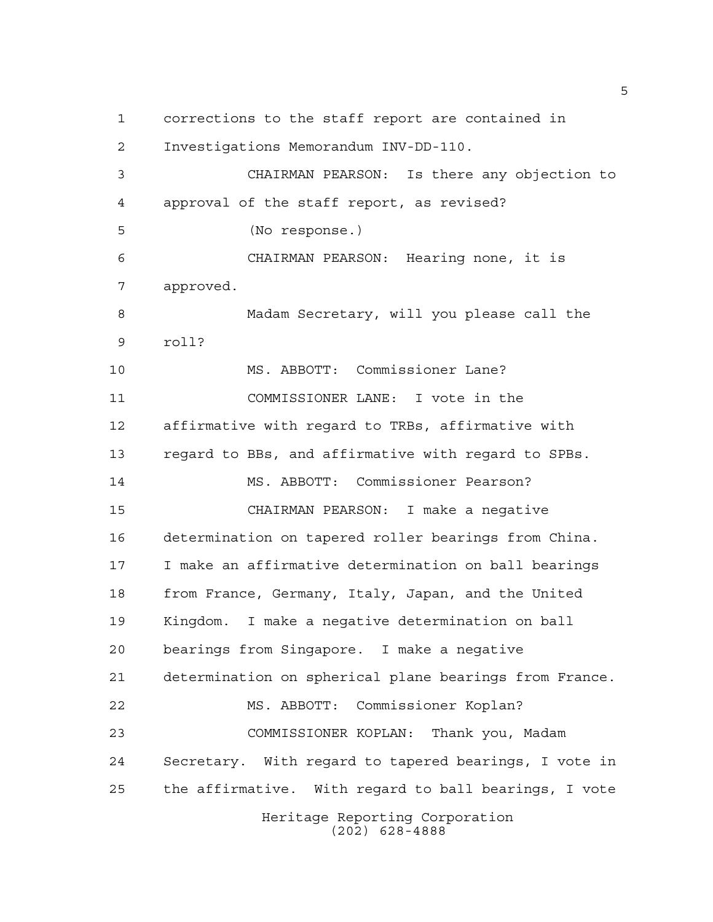corrections to the staff report are contained in Investigations Memorandum INV-DD-110.

CHAIRMAN PEARSON: Is there any objection to approval of the staff report, as revised?

(No response.)

CHAIRMAN PEARSON: Hearing none, it is approved.

Madam Secretary, will you please call the roll?

MS. ABBOTT: Commissioner Lane?

COMMISSIONER LANE: I vote in the affirmative with regard to TRBs, affirmative with regard to BBs, and affirmative with regard to SPBs.

MS. ABBOTT: Commissioner Pearson?

CHAIRMAN PEARSON: I make a negative determination on tapered roller bearings from China. I make an affirmative determination on ball bearings from France, Germany, Italy, Japan, and the United Kingdom. I make a negative determination on ball bearings from Singapore. I make a negative determination on spherical plane bearings from France.

MS. ABBOTT: Commissioner Koplan?

COMMISSIONER KOPLAN: Thank you, Madam Secretary. With regard to tapered bearings, I vote in the affirmative. With regard to ball bearings, I vote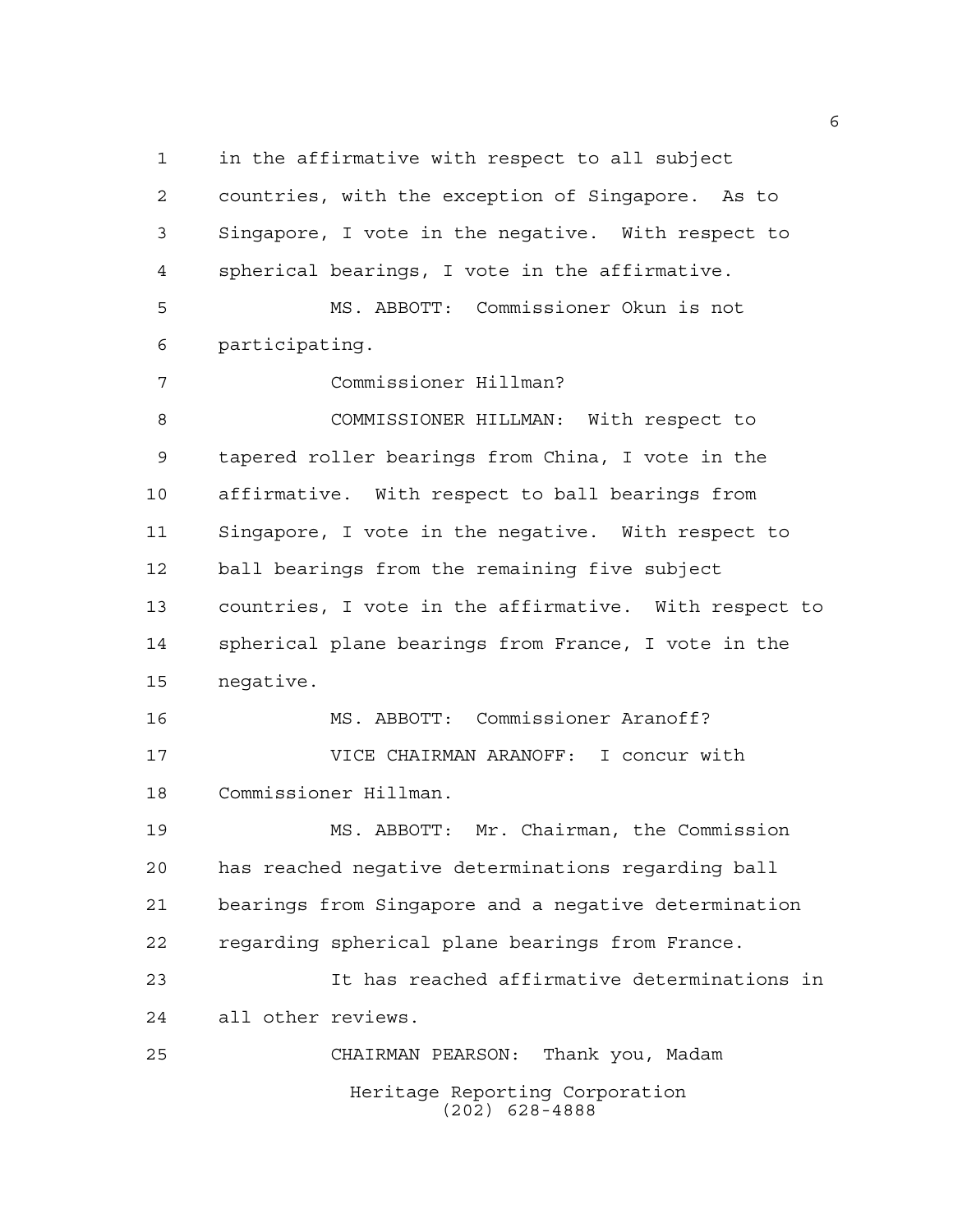in the affirmative with respect to all subject countries, with the exception of Singapore. As to Singapore, I vote in the negative. With respect to spherical bearings, I vote in the affirmative.

MS. ABBOTT: Commissioner Okun is not participating.

Commissioner Hillman?

COMMISSIONER HILLMAN: With respect to tapered roller bearings from China, I vote in the affirmative. With respect to ball bearings from Singapore, I vote in the negative. With respect to ball bearings from the remaining five subject countries, I vote in the affirmative. With respect to spherical plane bearings from France, I vote in the negative.

MS. ABBOTT: Commissioner Aranoff?

VICE CHAIRMAN ARANOFF: I concur with Commissioner Hillman.

MS. ABBOTT: Mr. Chairman, the Commission has reached negative determinations regarding ball bearings from Singapore and a negative determination regarding spherical plane bearings from France.

It has reached affirmative determinations in all other reviews.

CHAIRMAN PEARSON: Thank you, Madam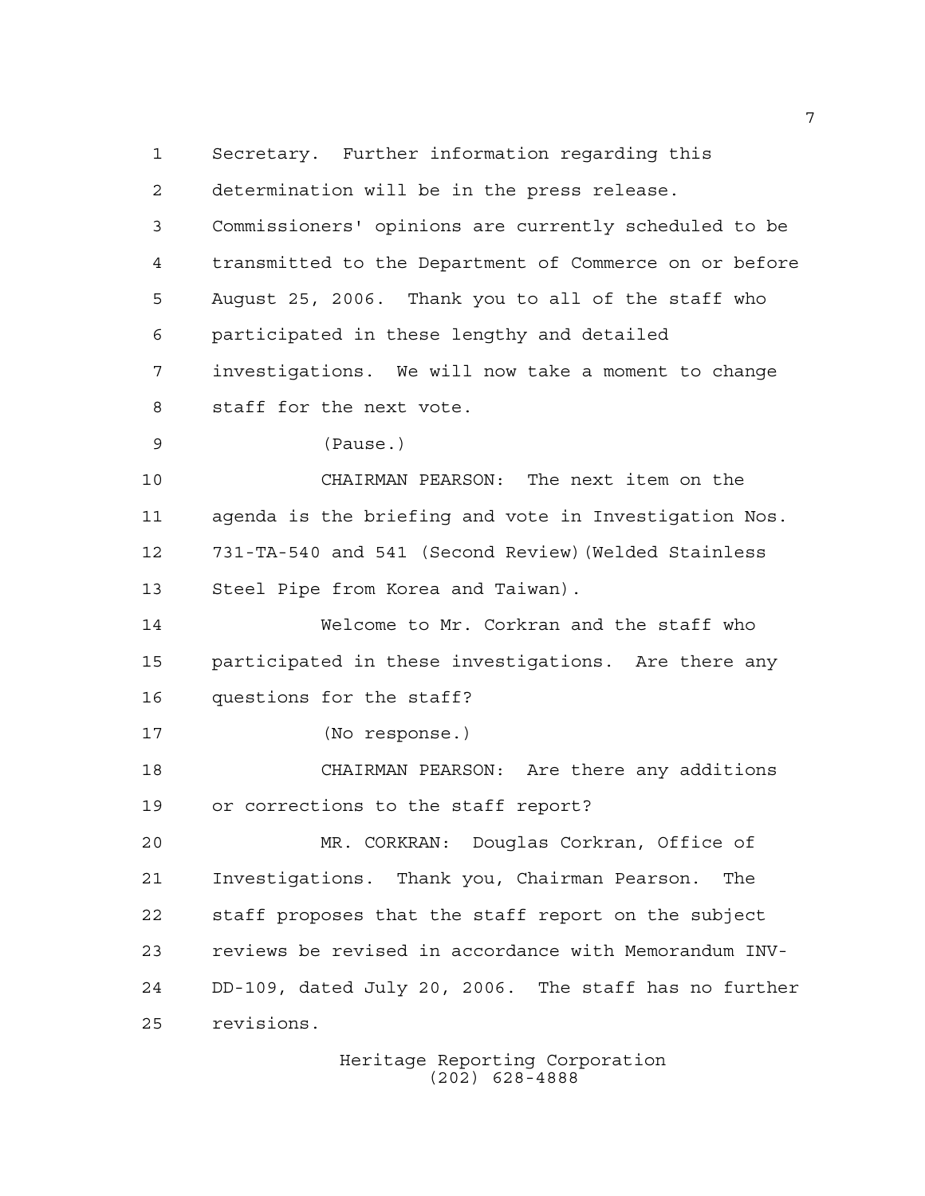Secretary. Further information regarding this determination will be in the press release. Commissioners' opinions are currently scheduled to be transmitted to the Department of Commerce on or before August 25, 2006. Thank you to all of the staff who participated in these lengthy and detailed investigations. We will now take a moment to change staff for the next vote.

(Pause.)

CHAIRMAN PEARSON: The next item on the agenda is the briefing and vote in Investigation Nos. 731-TA-540 and 541 (Second Review)(Welded Stainless Steel Pipe from Korea and Taiwan).

Welcome to Mr. Corkran and the staff who participated in these investigations. Are there any questions for the staff?

(No response.)

CHAIRMAN PEARSON: Are there any additions or corrections to the staff report?

MR. CORKRAN: Douglas Corkran, Office of Investigations. Thank you, Chairman Pearson. The staff proposes that the staff report on the subject reviews be revised in accordance with Memorandum INV-DD-109, dated July 20, 2006. The staff has no further revisions.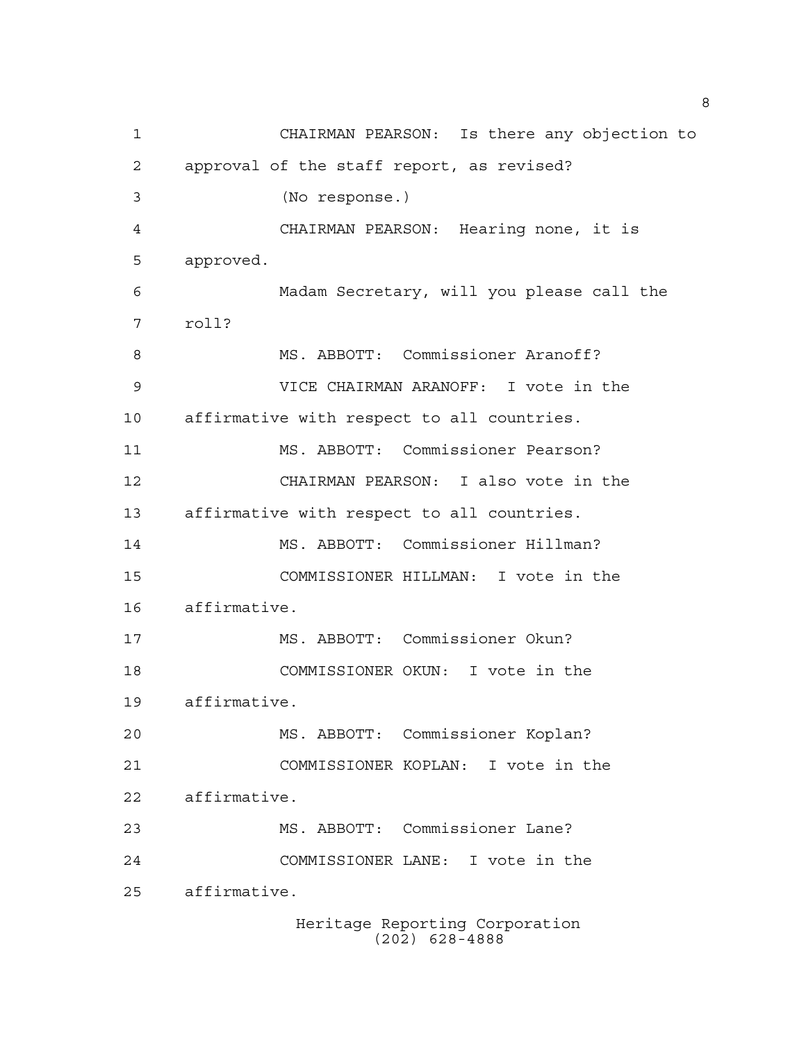CHAIRMAN PEARSON: Is there any objection to approval of the staff report, as revised?

(No response.)

CHAIRMAN PEARSON: Hearing none, it is approved.

Madam Secretary, will you please call the roll?

MS. ABBOTT: Commissioner Aranoff?

VICE CHAIRMAN ARANOFF: I vote in the affirmative with respect to all countries.

MS. ABBOTT: Commissioner Pearson?

CHAIRMAN PEARSON: I also vote in the affirmative with respect to all countries.

MS. ABBOTT: Commissioner Hillman?

COMMISSIONER HILLMAN: I vote in the affirmative.

MS. ABBOTT: Commissioner Okun?

COMMISSIONER OKUN: I vote in the affirmative.

MS. ABBOTT: Commissioner Koplan?

COMMISSIONER KOPLAN: I vote in the affirmative.

MS. ABBOTT: Commissioner Lane?

COMMISSIONER LANE: I vote in the affirmative.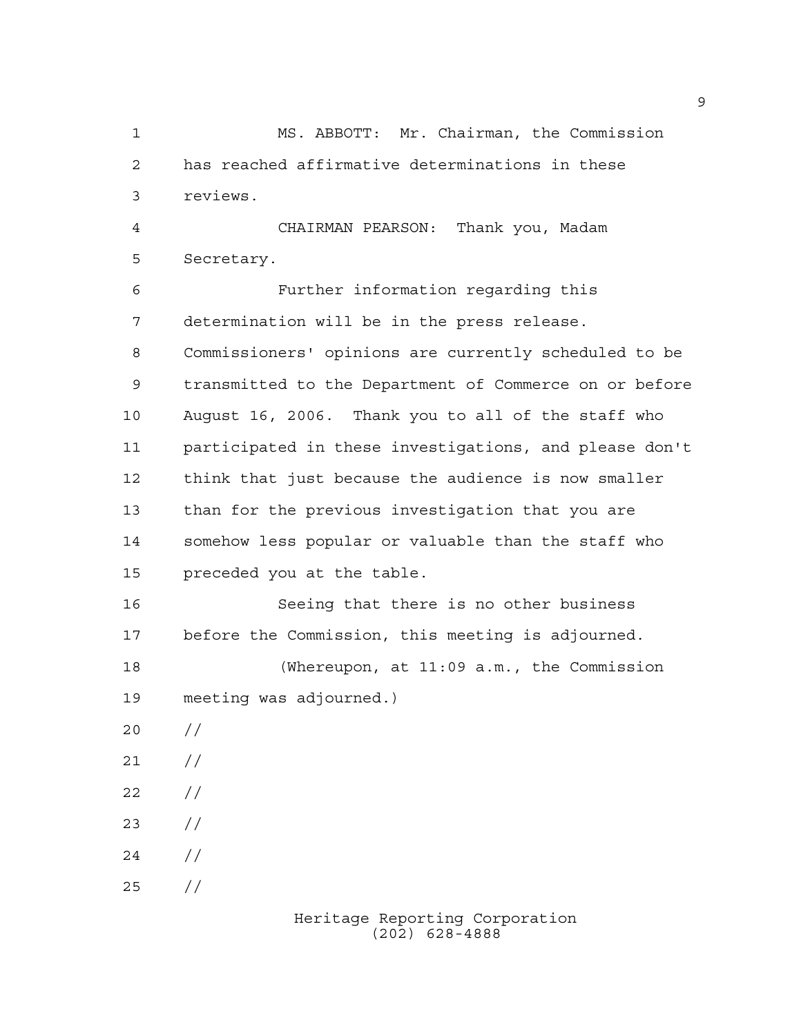MS. ABBOTT: Mr. Chairman, the Commission has reached affirmative determinations in these reviews.

CHAIRMAN PEARSON: Thank you, Madam Secretary.

Further information regarding this determination will be in the press release. Commissioners' opinions are currently scheduled to be transmitted to the Department of Commerce on or before August 16, 2006. Thank you to all of the staff who participated in these investigations, and please don't think that just because the audience is now smaller than for the previous investigation that you are somehow less popular or valuable than the staff who preceded you at the table.

Seeing that there is no other business before the Commission, this meeting is adjourned.

(Whereupon, at 11:09 a.m., the Commission meeting was adjourned.)

//

//

//

//

//

//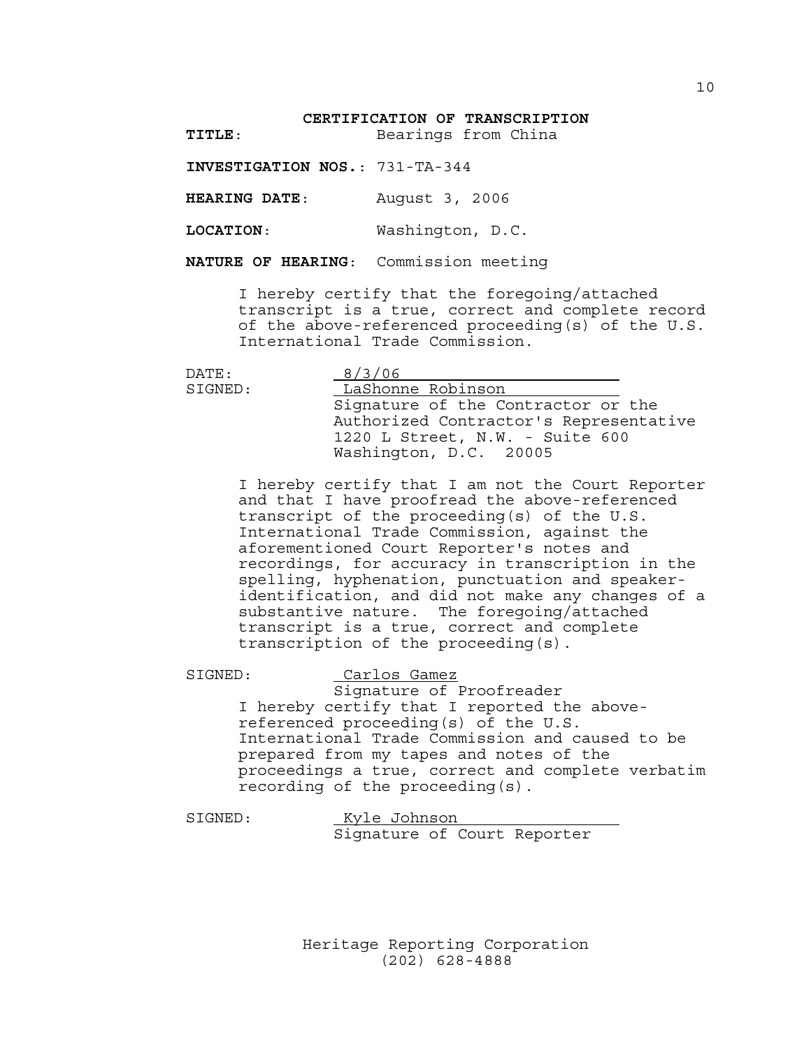**CERTIFICATION OF TRANSCRIPTION**

**TITLE**: Bearings from China

**INVESTIGATION NOS.**: 731-TA-344

**HEARING DATE**: August 3, 2006

**LOCATION**: Washington, D.C.

**NATURE OF HEARING**: Commission meeting

I hereby certify that the foregoing/attached transcript is a true, correct and complete record of the above-referenced proceeding(s) of the U.S. International Trade Commission.

DATE: 8/3/06

SIGNED: LaShonne Robinson
Signature of the Contractor or the Authorized Contractor's Representative
1220 L Street, N.W. - Suite 600
Washington, D.C. 20005

I hereby certify that I am not the Court Reporter and that I have proofread the above-referenced transcript of the proceeding(s) of the U.S. International Trade Commission, against the aforementioned Court Reporter's notes and recordings, for accuracy in transcription in the spelling, hyphenation, punctuation and speaker-identification, and did not make any changes of a substantive nature. The foregoing/attached transcript is a true, correct and complete transcription of the proceeding(s).

SIGNED: Carlos Gamez
Signature of Proofreader

I hereby certify that I reported the above-referenced proceeding(s) of the U.S. International Trade Commission and caused to be prepared from my tapes and notes of the proceedings a true, correct and complete verbatim recording of the proceeding(s).

SIGNED: Kyle Johnson
Signature of Court Reporter